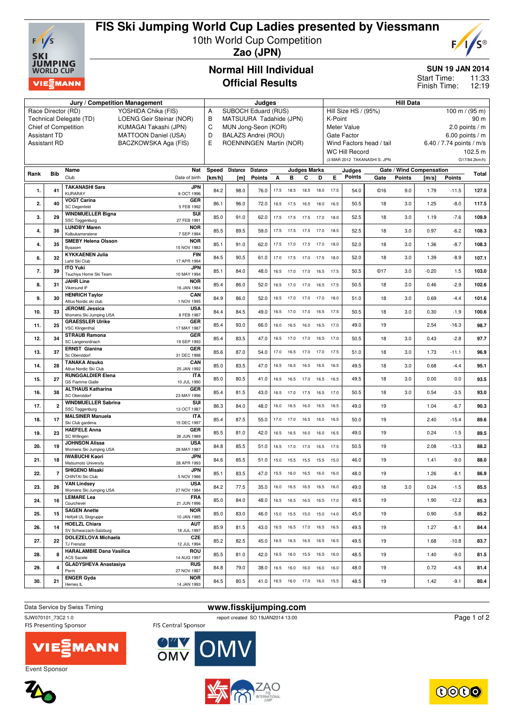# FIS Ski Jumping World Cup Ladies presented by Viessmann

10th World Cup Competition

**Zao (JPN)**

## Normal Hill Individual
## Official Results

**SUN 19 JAN 2014**

Start Time: 11:33
Finish Time: 12:19

| Jury / Competition Management | | Judges | | Hill Data | |
|---|---|---|---|---|---|
| Race Director (RD) | YOSHIDA Chika (FIS) | A | SUBOCH Eduard (RUS) | Hill Size HS / (95%) | 100 m / (95 m) |
| Technical Delegate (TD) | LOENG Geir Steinar (NOR) | B | MATSUURA Tadahide (JPN) | K-Point | 90 m |
| Chief of Competition | KUMAGAI Takashi (JPN) | C | MUN Jong-Seon (KOR) | Meter Value | 2.0 points / m |
| Assistant TD | MATTOON Daniel (USA) | D | BALAZS Andrei (ROU) | Gate Factor | 6.00 points / m |
| Assistant RD | BACZKOWSKA Aga (FIS) | E | ROENNINGEN Martin (NOR) | Wind Factors head / tail | 6.40 / 7.74 points / m/s |
| | | | | WC Hill Record | 102.5 m |
| | | | | (3 MAR 2012 TAKANASHI S. JPN | G17/84.2km/h) |

| Rank | Bib | Name / Club | Nat / Date of birth | Speed [km/h] | Distance [m] | Distance Points | A | B | C | D | E | Judges Points | Gate | Gate Points | Wind [m/s] | Wind Points | Total |
|---|---|---|---|---|---|---|---|---|---|---|---|---|---|---|---|---|---|
| 1. | 41 | TAKANASHI Sara / KURARAY | JPN / 8 OCT 1996 | 84.2 | 98.0 | 76.0 | 17.5 | 18.5 | 18.5 | 18.0 | 17.5 | 54.0 | ©16 | 9.0 | 1.79 | -11.5 | 127.5 |
| 2. | 40 | VOGT Carina / SC Degenfeld | GER / 5 FEB 1992 | 86.1 | 96.0 | 72.0 | 16.5 | 17.5 | 16.5 | 18.0 | 16.5 | 50.5 | 18 | 3.0 | 1.25 | -8.0 | 117.5 |
| 3. | 29 | WINDMUELLER Bigna / SSC Toggenburg | SUI / 27 FEB 1991 | 85.0 | 91.0 | 62.0 | 17.5 | 17.5 | 17.5 | 17.0 | 18.0 | 52.5 | 18 | 3.0 | 1.19 | -7.6 | 109.9 |
| 4. | 36 | LUNDBY Maren / Kolbukameratene | NOR / 7 SEP 1994 | 85.5 | 89.5 | 59.0 | 17.5 | 17.5 | 17.5 | 17.0 | 18.5 | 52.5 | 18 | 3.0 | 0.97 | -6.2 | 108.3 |
| 4. | 35 | SMEBY Helena Olsson / Byaasen | NOR / 15 NOV 1983 | 85.1 | 91.0 | 62.0 | 17.5 | 17.0 | 17.5 | 17.0 | 18.0 | 52.0 | 18 | 3.0 | 1.36 | -8.7 | 108.3 |
| 6. | 32 | KYKKAENEN Julia / Lahti Ski Club | FIN / 17 APR 1994 | 84.5 | 90.5 | 61.0 | 17.0 | 17.5 | 17.0 | 17.5 | 18.0 | 52.0 | 18 | 3.0 | 1.39 | -8.9 | 107.1 |
| 7. | 39 | ITO Yuki / Tsuchiya Home Ski Team | JPN / 10 MAY 1994 | 85.1 | 84.0 | 48.0 | 16.5 | 17.0 | 17.0 | 16.5 | 17.5 | 50.5 | ©17 | 3.0 | -0.20 | 1.5 | 103.0 |
| 8. | 31 | JAHR Line / Vikersund IF | NOR / 16 JAN 1984 | 85.4 | 86.0 | 52.0 | 16.5 | 17.0 | 17.0 | 16.5 | 17.5 | 50.5 | 18 | 3.0 | 0.46 | -2.9 | 102.6 |
| 9. | 30 | HENRICH Taylor / Altius Nordic ski club | CAN / 1 NOV 1995 | 84.9 | 86.0 | 52.0 | 16.5 | 17.0 | 17.0 | 17.0 | 18.0 | 51.0 | 18 | 3.0 | 0.69 | -4.4 | 101.6 |
| 10. | 33 | JEROME Jessica / Womens Ski Jumping USA | USA / 8 FEB 1987 | 84.4 | 84.5 | 49.0 | 16.5 | 17.0 | 17.0 | 16.5 | 17.5 | 50.5 | 18 | 3.0 | 0.30 | -1.9 | 100.6 |
| 11. | 25 | GRAESSLER Ulrike / VSC Klingenthal | GER / 17 MAY 1987 | 85.4 | 93.0 | 66.0 | 16.0 | 16.5 | 16.0 | 16.5 | 17.0 | 49.0 | 19 | | 2.54 | -16.3 | 98.7 |
| 12. | 34 | STRAUB Ramona / SC Langenordnach | GER / 19 SEP 1993 | 85.4 | 83.5 | 47.0 | 16.5 | 17.0 | 17.0 | 16.5 | 17.0 | 50.5 | 18 | 3.0 | 0.43 | -2.8 | 97.7 |
| 13. | 37 | ERNST Gianina / Sc Oberstdorf | GER / 31 DEC 1998 | 85.6 | 87.0 | 54.0 | 17.0 | 16.5 | 17.0 | 17.0 | 17.5 | 51.0 | 18 | 3.0 | 1.73 | -11.1 | 96.9 |
| 14. | 28 | TANAKA Atsuko / Altius Nordic Ski Club | CAN / 25 JAN 1992 | 85.0 | 83.5 | 47.0 | 16.5 | 16.5 | 16.5 | 16.5 | 16.5 | 49.5 | 18 | 3.0 | 0.68 | -4.4 | 95.1 |
| 15. | 27 | RUNGGALDIER Elena / GS Fiamme Gialle | ITA / 10 JUL 1990 | 85.0 | 80.5 | 41.0 | 16.5 | 16.5 | 17.0 | 16.5 | 16.5 | 49.5 | 18 | 3.0 | 0.00 | 0.0 | 93.5 |
| 16. | 38 | ALTHAUS Katharina / SC Oberstdorf | GER / 23 MAY 1996 | 85.4 | 81.5 | 43.0 | 16.5 | 17.0 | 17.5 | 16.5 | 17.0 | 50.5 | 18 | 3.0 | 0.54 | -3.5 | 93.0 |
| 17. | 2 | WINDMUELLER Sabrina / SSC Toggenburg | SUI / 13 OCT 1987 | 86.3 | 84.0 | 48.0 | 16.0 | 16.5 | 16.0 | 16.5 | 16.5 | 49.0 | 19 | | 1.04 | -6.7 | 90.3 |
| 18. | 17 | MALSINER Manuela / Ski Club gardena | ITA / 15 DEC 1997 | 85.4 | 87.5 | 55.0 | 17.0 | 17.0 | 16.5 | 16.0 | 16.5 | 50.0 | 19 | | 2.40 | -15.4 | 89.6 |
| 19. | 23 | HAEFELE Anna / SC Willingen | GER / 26 JUN 1989 | 85.5 | 81.0 | 42.0 | 16.5 | 16.5 | 16.0 | 16.0 | 16.5 | 49.0 | 19 | | 0.24 | -1.5 | 89.5 |
| 20. | 19 | JOHNSON Alissa / Womens Ski Jumping USA | USA / 28 MAY 1987 | 84.8 | 85.5 | 51.0 | 16.5 | 17.0 | 17.0 | 16.5 | 17.5 | 50.5 | 19 | | 2.08 | -13.3 | 88.2 |
| 21. | 18 | IWABUCHI Kaori / Matsumoto University | JPN / 28 APR 1993 | 84.6 | 85.5 | 51.0 | 15.0 | 15.5 | 15.5 | 15.5 | 15.0 | 46.0 | 19 | | 1.41 | -9.0 | 88.0 |
| 22. | 7 | SHIGENO Misaki / CHINTAI Ski Club | JPN / 5 NOV 1986 | 85.1 | 83.5 | 47.0 | 15.5 | 16.0 | 16.5 | 16.0 | 16.0 | 48.0 | 19 | | 1.26 | -8.1 | 86.9 |
| 23. | 26 | VAN Lindsey / Womens Ski Jumping USA | USA / 27 NOV 1984 | 84.2 | 77.5 | 35.0 | 16.0 | 16.5 | 16.5 | 16.5 | 16.0 | 49.0 | 18 | 3.0 | 0.24 | -1.5 | 85.5 |
| 24. | 16 | LEMARE Lea / Courchevel | FRA / 21 JUN 1996 | 85.0 | 84.0 | 48.0 | 16.5 | 16.5 | 16.5 | 16.5 | 17.0 | 49.5 | 19 | | 1.90 | -12.2 | 85.3 |
| 25. | 15 | SAGEN Anette / Helfjell UL Skigruppe | NOR / 10 JAN 1985 | 85.0 | 83.0 | 46.0 | 15.0 | 15.5 | 15.0 | 15.0 | 14.0 | 45.0 | 19 | | 0.90 | -5.8 | 85.2 |
| 26. | 14 | HOELZL Chiara / SV Schwarzach-Salzburg | AUT / 18 JUL 1997 | 85.9 | 81.5 | 43.0 | 16.5 | 16.5 | 17.0 | 16.5 | 16.5 | 49.5 | 19 | | 1.27 | -8.1 | 84.4 |
| 27. | 22 | DOLEZELOVA Michaela / TJ Frenstat | CZE / 12 JUL 1994 | 85.2 | 82.5 | 45.0 | 16.5 | 16.5 | 16.5 | 16.5 | 16.5 | 49.5 | 19 | | 1.68 | -10.8 | 83.7 |
| 28. | 8 | HARALAMBIE Dana Vasilica / ACS Sacele | ROU / 14 AUG 1997 | 85.5 | 81.0 | 42.0 | 16.5 | 16.0 | 15.5 | 16.5 | 16.0 | 48.5 | 19 | | 1.40 | -9.0 | 81.5 |
| 29. | 4 | GLADYSHEVA Anastasiya / Perm | RUS / 27 NOV 1987 | 84.8 | 79.0 | 38.0 | 16.5 | 16.0 | 16.0 | 16.0 | 16.0 | 48.0 | 19 | | 0.72 | -4.6 | 81.4 |
| 30. | 21 | ENGER Gyda / Hernes IL | NOR / 14 JAN 1993 | 84.5 | 80.5 | 41.0 | 16.5 | 16.0 | 17.0 | 16.0 | 15.5 | 48.5 | 19 | | 1.42 | -9.1 | 80.4 |

Data Service by Swiss Timing

www.fisskijumping.com

SJW070101_73C2 1.0 report created SO 19JAN2014 13:00

FIS Presenting Sponsor FIS Central Sponsor

Event Sponsor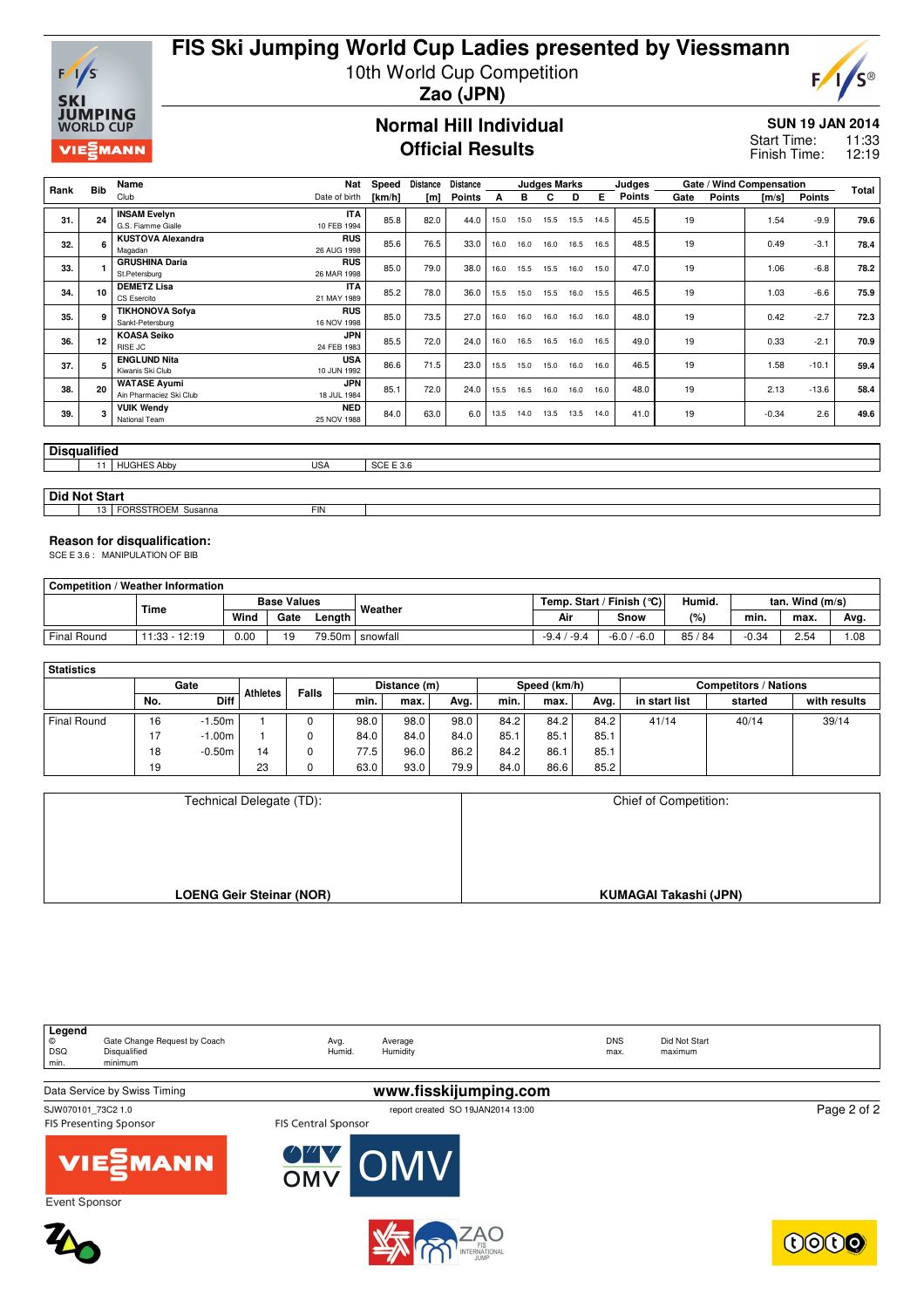# FIS Ski Jumping World Cup Ladies presented by Viessmann

10th World Cup Competition

**Zao (JPN)**

## Normal Hill Individual
## Official Results

**SUN 19 JAN 2014**
Start Time: 11:33
Finish Time: 12:19

| Rank | Bib | Name / Club | Nat / Date of birth | Speed [km/h] | Distance [m] | Distance Points | A | B | C | D | E | Judges Points | Gate | Gate Points | Wind [m/s] | Wind Points | Total |
|---|---|---|---|---|---|---|---|---|---|---|---|---|---|---|---|---|---|
| 31. | 24 | **INSAM Evelyn** G.S. Fiamme Gialle | **ITA** 10 FEB 1994 | 85.8 | 82.0 | 44.0 | 15.0 | 15.0 | 15.5 | 15.5 | 14.5 | 45.5 | 19 | | 1.54 | -9.9 | **79.6** |
| 32. | 6 | **KUSTOVA Alexandra** Magadan | **RUS** 26 AUG 1998 | 85.6 | 76.5 | 33.0 | 16.0 | 16.0 | 16.0 | 16.5 | 16.5 | 48.5 | 19 | | 0.49 | -3.1 | **78.4** |
| 33. | 1 | **GRUSHINA Daria** St.Petersburg | **RUS** 26 MAR 1998 | 85.0 | 79.0 | 38.0 | 16.0 | 15.5 | 15.5 | 16.0 | 15.0 | 47.0 | 19 | | 1.06 | -6.8 | **78.2** |
| 34. | 10 | **DEMETZ Lisa** CS Esercito | **ITA** 21 MAY 1989 | 85.2 | 78.0 | 36.0 | 15.5 | 15.0 | 15.5 | 16.0 | 15.5 | 46.5 | 19 | | 1.03 | -6.6 | **75.9** |
| 35. | 9 | **TIKHONOVA Sofya** Sankt-Petersburg | **RUS** 16 NOV 1998 | 85.0 | 73.5 | 27.0 | 16.0 | 16.0 | 16.0 | 16.0 | 16.0 | 48.0 | 19 | | 0.42 | -2.7 | **72.3** |
| 36. | 12 | **KOASA Seiko** RISE JC | **JPN** 24 FEB 1983 | 85.5 | 72.0 | 24.0 | 16.0 | 16.5 | 16.5 | 16.0 | 16.5 | 49.0 | 19 | | 0.33 | -2.1 | **70.9** |
| 37. | 5 | **ENGLUND Nita** Kiwanis Ski Club | **USA** 10 JUN 1992 | 86.6 | 71.5 | 23.0 | 15.5 | 15.0 | 16.0 | 16.0 | 16.0 | 46.5 | 19 | | 1.58 | -10.1 | **59.4** |
| 38. | 20 | **WATASE Ayumi** Ain Pharmaciez Ski Club | **JPN** 18 JUL 1984 | 85.1 | 72.0 | 24.0 | 15.5 | 16.5 | 16.0 | 16.0 | 16.0 | 48.0 | 19 | | 2.13 | -13.6 | **58.4** |
| 39. | 3 | **VUIK Wendy** National Team | **NED** 25 NOV 1988 | 84.0 | 63.0 | 6.0 | 13.5 | 14.0 | 13.5 | 13.5 | 14.0 | 41.0 | 19 | | -0.34 | 2.6 | **49.6** |

**Disqualified**

| Bib | Name | Nat | Reason |
|---|---|---|---|
| 11 | HUGHES Abby | USA | SCE E 3.6 |

**Did Not Start**

| Bib | Name | Nat |
|---|---|---|
| 13 | FORSSTROEM Susanna | FIN |

**Reason for disqualification:**
SCE E 3.6 : MANIPULATION OF BIB

**Competition / Weather Information**

| | Time | Base Values Wind | Base Values Gate | Base Values Length | Weather | Temp. Air | Temp. Snow | Humid. (%) | tan. Wind min. | tan. Wind max. | tan. Wind Avg. |
|---|---|---|---|---|---|---|---|---|---|---|---|
| Final Round | 11:33 - 12:19 | 0.00 | 19 | 79.50m | snowfall | -9.4 / -9.4 | -6.0 / -6.0 | 85 / 84 | -0.34 | 2.54 | 1.08 |

**Statistics**

| | Gate No. | Gate Diff | Athletes | Falls | Distance min. | Distance max. | Distance Avg. | Speed min. | Speed max. | Speed Avg. | in start list | started | with results |
|---|---|---|---|---|---|---|---|---|---|---|---|---|---|
| Final Round | 16 | -1.50m | 1 | 0 | 98.0 | 98.0 | 98.0 | 84.2 | 84.2 | 84.2 | 41/14 | 40/14 | 39/14 |
| | 17 | -1.00m | 1 | 0 | 84.0 | 84.0 | 84.0 | 85.1 | 85.1 | 85.1 | | | |
| | 18 | -0.50m | 14 | 0 | 77.5 | 96.0 | 86.2 | 84.2 | 86.1 | 85.1 | | | |
| | 19 | | 23 | 0 | 63.0 | 93.0 | 79.9 | 84.0 | 86.6 | 85.2 | | | |

Technical Delegate (TD): **LOENG Geir Steinar (NOR)**

Chief of Competition: **KUMAGAI Takashi (JPN)**

**Legend**

| | | | | | |
|---|---|---|---|---|---|
| © | Gate Change Request by Coach | Avg. | Average | DNS | Did Not Start |
| DSQ | Disqualified | Humid. | Humidity | max. | maximum |
| min. | minimum | | | | |

Data Service by Swiss Timing — www.fisskijumping.com

SJW070101_73C2 1.0 — report created SO 19JAN2014 13:00

FIS Presenting Sponsor — FIS Central Sponsor — Event Sponsor